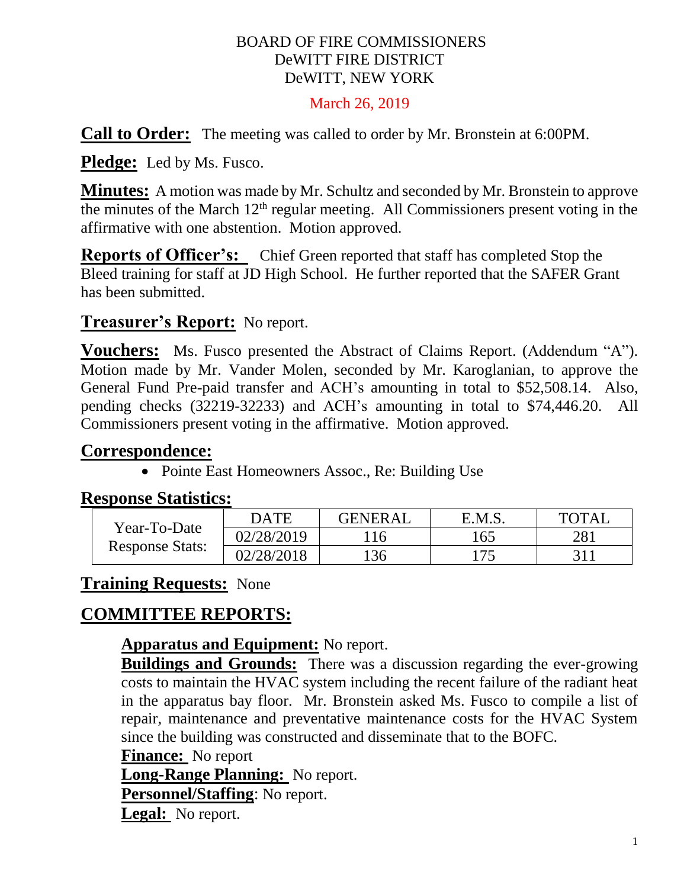# BOARD OF FIRE COMMISSIONERS
# DeWITT FIRE DISTRICT
# DeWITT, NEW YORK

March 26, 2019

**Call to Order:** The meeting was called to order by Mr. Bronstein at 6:00PM.

**Pledge:** Led by Ms. Fusco.

**Minutes:** A motion was made by Mr. Schultz and seconded by Mr. Bronstein to approve the minutes of the March 12th regular meeting. All Commissioners present voting in the affirmative with one abstention. Motion approved.

**Reports of Officer's:** Chief Green reported that staff has completed Stop the Bleed training for staff at JD High School. He further reported that the SAFER Grant has been submitted.

**Treasurer's Report:** No report.

**Vouchers:** Ms. Fusco presented the Abstract of Claims Report. (Addendum "A"). Motion made by Mr. Vander Molen, seconded by Mr. Karoglanian, to approve the General Fund Pre-paid transfer and ACH's amounting in total to $52,508.14. Also, pending checks (32219-32233) and ACH's amounting in total to $74,446.20. All Commissioners present voting in the affirmative. Motion approved.

**Correspondence:**

- Pointe East Homeowners Assoc., Re: Building Use

**Response Statistics:**

| | DATE | GENERAL | E.M.S. | TOTAL |
|---|---|---|---|---|
| Year-To-Date Response Stats: | 02/28/2019 | 116 | 165 | 281 |
| | 02/28/2018 | 136 | 175 | 311 |

**Training Requests:** None

## COMMITTEE REPORTS:

**Apparatus and Equipment:** No report.

**Buildings and Grounds:** There was a discussion regarding the ever-growing costs to maintain the HVAC system including the recent failure of the radiant heat in the apparatus bay floor. Mr. Bronstein asked Ms. Fusco to compile a list of repair, maintenance and preventative maintenance costs for the HVAC System since the building was constructed and disseminate that to the BOFC.

**Finance:** No report

**Long-Range Planning:** No report.

**Personnel/Staffing**: No report.

**Legal:** No report.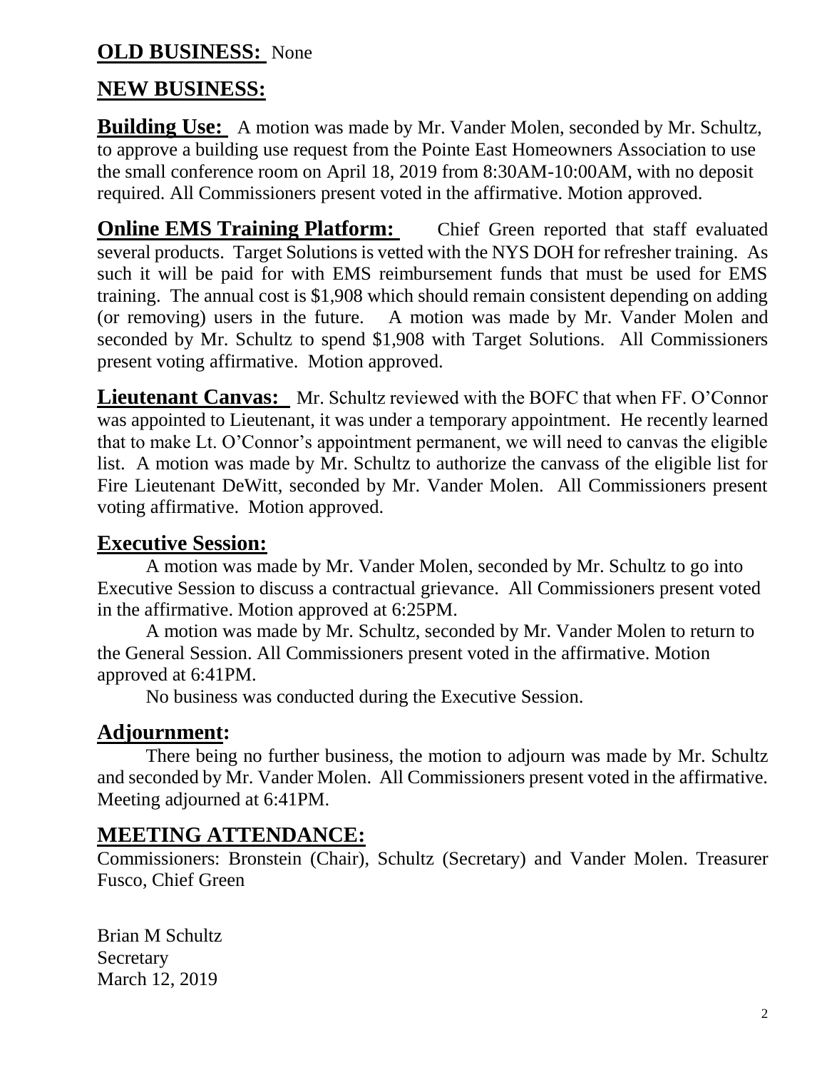## **OLD BUSINESS:** None

## **NEW BUSINESS:**

**Building Use:** A motion was made by Mr. Vander Molen, seconded by Mr. Schultz, to approve a building use request from the Pointe East Homeowners Association to use the small conference room on April 18, 2019 from 8:30AM-10:00AM, with no deposit required. All Commissioners present voted in the affirmative. Motion approved.

**Online EMS Training Platform:** Chief Green reported that staff evaluated several products. Target Solutions is vetted with the NYS DOH for refresher training. As such it will be paid for with EMS reimbursement funds that must be used for EMS training. The annual cost is $1,908 which should remain consistent depending on adding (or removing) users in the future. A motion was made by Mr. Vander Molen and seconded by Mr. Schultz to spend $1,908 with Target Solutions. All Commissioners present voting affirmative. Motion approved.

**Lieutenant Canvas:** Mr. Schultz reviewed with the BOFC that when FF. O'Connor was appointed to Lieutenant, it was under a temporary appointment. He recently learned that to make Lt. O'Connor's appointment permanent, we will need to canvas the eligible list. A motion was made by Mr. Schultz to authorize the canvass of the eligible list for Fire Lieutenant DeWitt, seconded by Mr. Vander Molen. All Commissioners present voting affirmative. Motion approved.

## **Executive Session:**

A motion was made by Mr. Vander Molen, seconded by Mr. Schultz to go into Executive Session to discuss a contractual grievance. All Commissioners present voted in the affirmative. Motion approved at 6:25PM.

A motion was made by Mr. Schultz, seconded by Mr. Vander Molen to return to the General Session. All Commissioners present voted in the affirmative. Motion approved at 6:41PM.

No business was conducted during the Executive Session.

## **Adjournment:**

There being no further business, the motion to adjourn was made by Mr. Schultz and seconded by Mr. Vander Molen. All Commissioners present voted in the affirmative. Meeting adjourned at 6:41PM.

## **MEETING ATTENDANCE:**

Commissioners: Bronstein (Chair), Schultz (Secretary) and Vander Molen. Treasurer Fusco, Chief Green

Brian M Schultz
Secretary
March 12, 2019